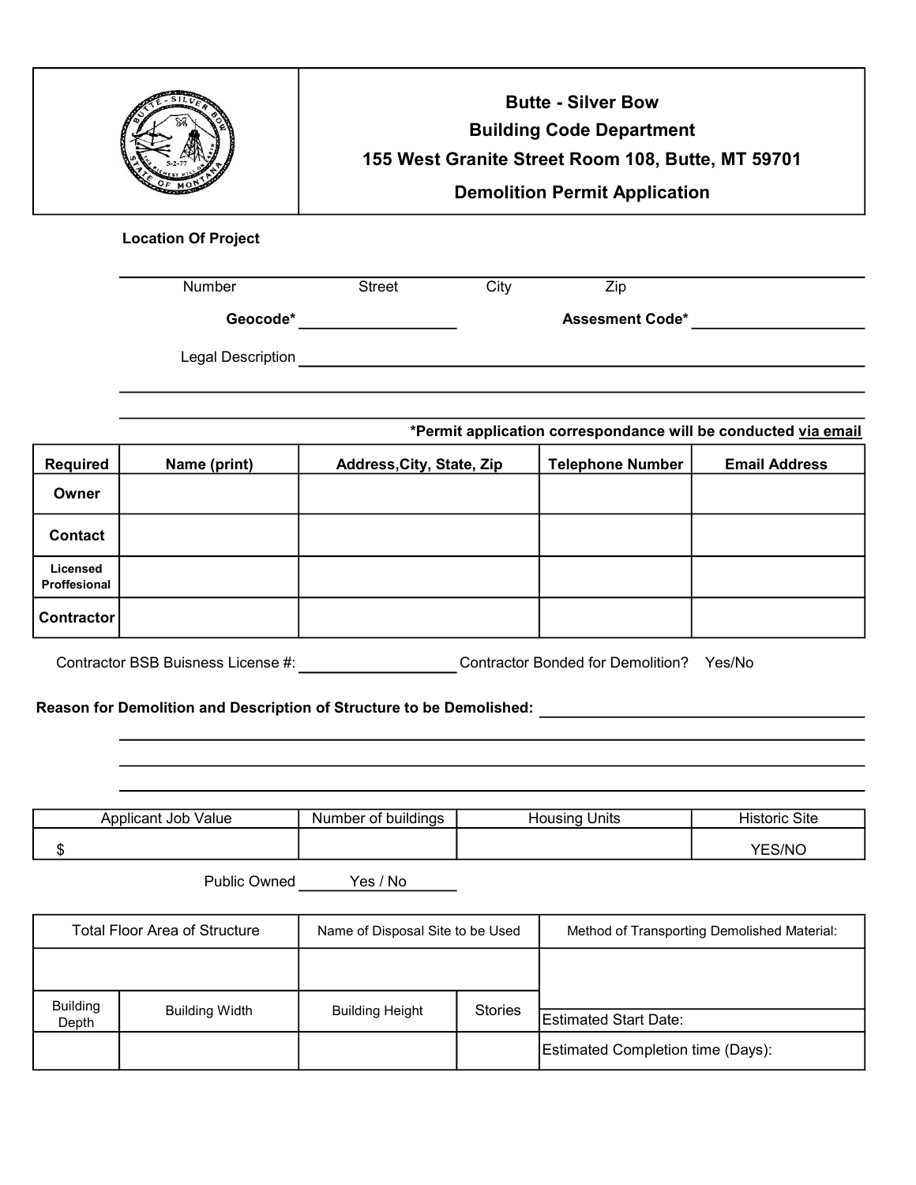# Butte - Silver Bow
## Building Code Department
## 155 West Granite Street Room 108, Butte, MT 59701
## Demolition Permit Application

**Location Of Project**

_______________________________________________

Number Street City Zip

**Geocode*** ____________________ **Assesement Code*** ____________________

Legal Description ______________________________________________

_______________________________________________

_______________________________________________

***Permit application correspondance will be conducted via email**

| Required | Name (print) | Address,City, State, Zip | Telephone Number | Email Address |
|---|---|---|---|---|
| **Owner** | | | | |
| **Contact** | | | | |
| **Licensed Proffesional** | | | | |
| **Contractor** | | | | |

Contractor BSB Buisness License #: ____________________ Contractor Bonded for Demolition? Yes/No

**Reason for Demolition and Description of Structure to be Demolished:** ______________________________

_______________________________________________

_______________________________________________

_______________________________________________

| Applicant Job Value | Number of buildings | Housing Units | Historic Site |
|---|---|---|---|
| $ | | | YES/NO |

Public Owned ______ Yes / No ______

| Total Floor Area of Structure | | Name of Disposal Site to be Used | | Method of Transporting Demolished Material: |
|---|---|---|---|---|
| | | | | |
| Building Depth | Building Width | Building Height | Stories | Estimated Start Date: |
| | | | | Estimated Completion time (Days): |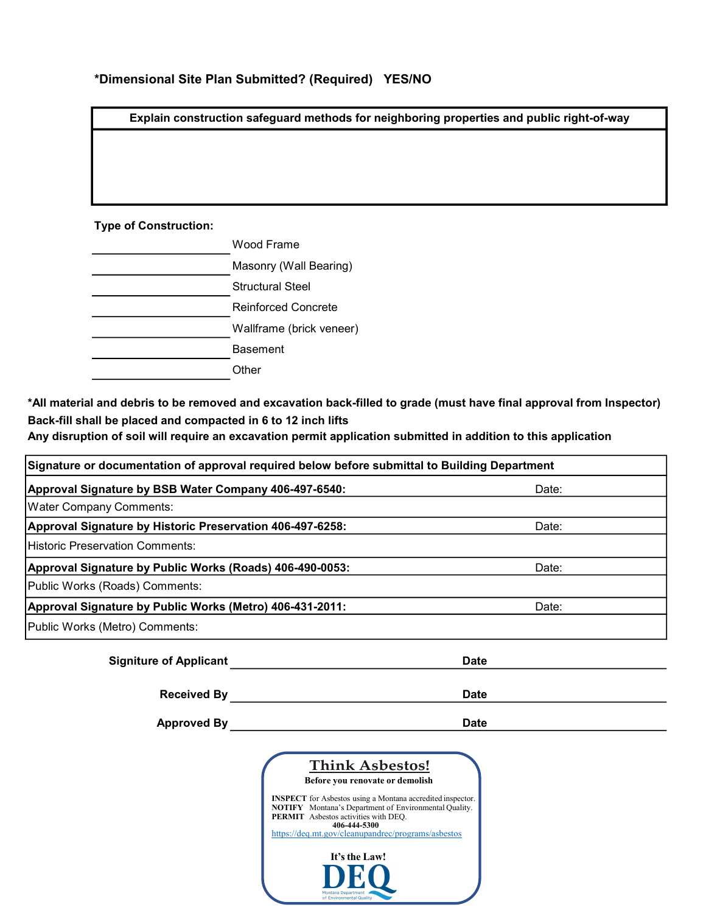**\*Dimensional Site Plan Submitted? (Required) YES/NO**

| **Explain construction safeguard methods for neighboring properties and public right-of-way** |
|---|
| |

**Type of Construction:**

______________ Wood Frame

______________ Masonry (Wall Bearing)

______________ Structural Steel

______________ Reinforced Concrete

______________ Wallframe (brick veneer)

______________ Basement

______________ Other

**\*All material and debris to be removed and excavation back-filled to grade (must have final approval from Inspector)**
**Back-fill shall be placed and compacted in 6 to 12 inch lifts**
**Any disruption of soil will require an excavation permit application submitted in addition to this application**

| **Signature or documentation of approval required below before submittal to Building Department** | |
|---|---|
| **Approval Signature by BSB Water Company 406-497-6540:** | Date: |
| Water Company Comments: | |
| **Approval Signature by Historic Preservation 406-497-6258:** | Date: |
| Historic Preservation Comments: | |
| **Approval Signature by Public Works (Roads) 406-490-0053:** | Date: |
| Public Works (Roads) Comments: | |
| **Approval Signature by Public Works (Metro) 406-431-2011:** | Date: |
| Public Works (Metro) Comments: | |

**Signiture of Applicant** ______________________ **Date** ______________

**Received By** ______________________ **Date** ______________

**Approved By** ______________________ **Date** ______________

**Think Asbestos!**

**Before you renovate or demolish**

**INSPECT** for Asbestos using a Montana accredited inspector.
**NOTIFY** Montana's Department of Environmental Quality.
**PERMIT** Asbestos activities with DEQ.
**406-444-5300**
https://deq.mt.gov/cleanupandrec/programs/asbestos

**It's the Law!**

**DEQ**
Montana Department of Environmental Quality